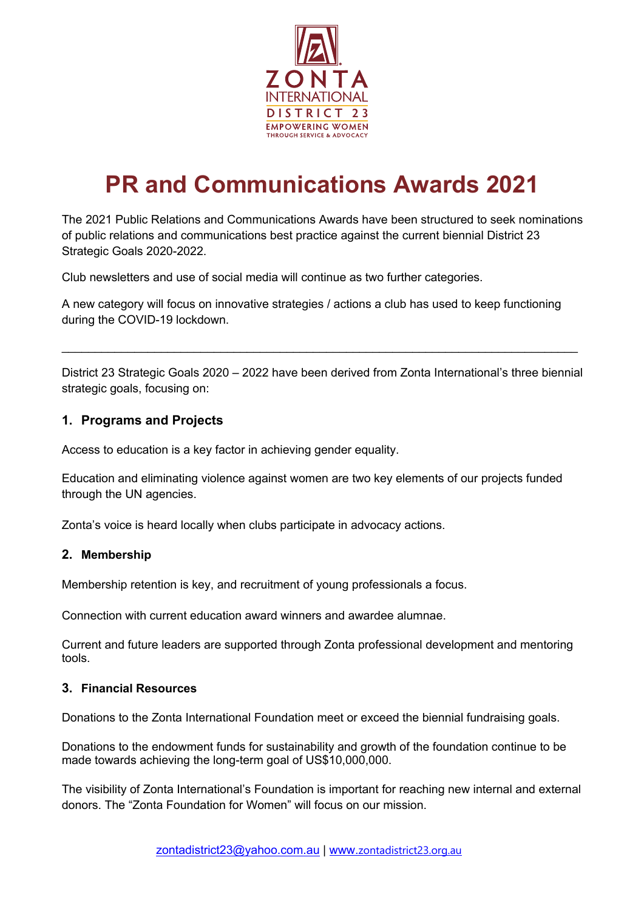ZONTA INTERNATIONAL DISTRICT 23

EMPOWERING WOMEN THROUGH SERVICE & ADVOCACY

# PR and Communications Awards 2021

The 2021 Public Relations and Communications Awards have been structured to seek nominations of public relations and communications best practice against the current biennial District 23 Strategic Goals 2020-2022.

Club newsletters and use of social media will continue as two further categories.

A new category will focus on innovative strategies / actions a club has used to keep functioning during the COVID-19 lockdown.

---

District 23 Strategic Goals 2020 – 2022 have been derived from Zonta International's three biennial strategic goals, focusing on:

### 1. Programs and Projects

Access to education is a key factor in achieving gender equality.

Education and eliminating violence against women are two key elements of our projects funded through the UN agencies.

Zonta's voice is heard locally when clubs participate in advocacy actions.

### 2. Membership

Membership retention is key, and recruitment of young professionals a focus.

Connection with current education award winners and awardee alumnae.

Current and future leaders are supported through Zonta professional development and mentoring tools.

### 3. Financial Resources

Donations to the Zonta International Foundation meet or exceed the biennial fundraising goals.

Donations to the endowment funds for sustainability and growth of the foundation continue to be made towards achieving the long-term goal of US$10,000,000.

The visibility of Zonta International's Foundation is important for reaching new internal and external donors. The "Zonta Foundation for Women" will focus on our mission.

zontadistrict23@yahoo.com.au | www.zontadistrict23.org.au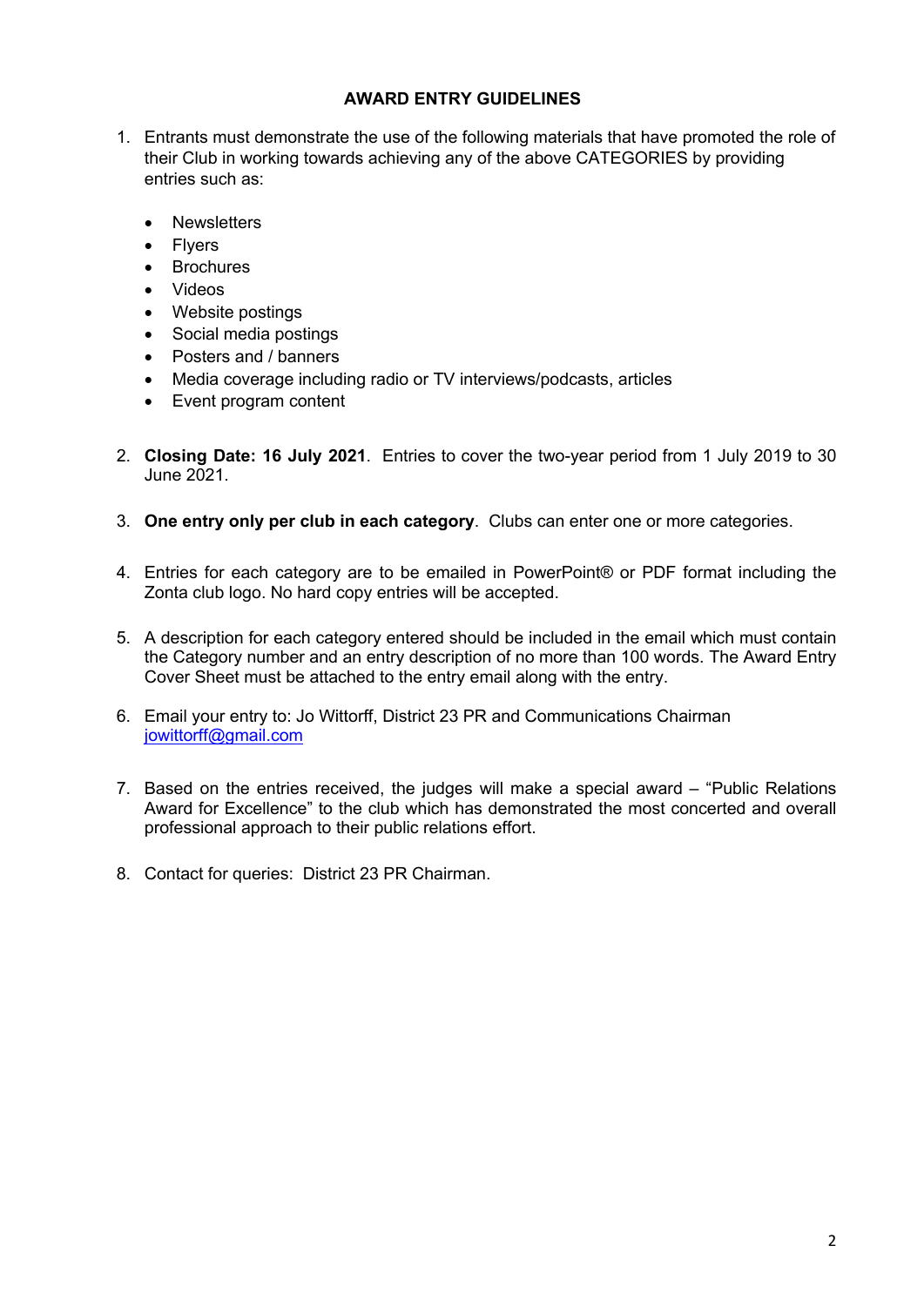## AWARD ENTRY GUIDELINES

1. Entrants must demonstrate the use of the following materials that have promoted the role of their Club in working towards achieving any of the above CATEGORIES by providing entries such as:

   - Newsletters
   - Flyers
   - Brochures
   - Videos
   - Website postings
   - Social media postings
   - Posters and / banners
   - Media coverage including radio or TV interviews/podcasts, articles
   - Event program content

2. **Closing Date: 16 July 2021**. Entries to cover the two-year period from 1 July 2019 to 30 June 2021.

3. **One entry only per club in each category**. Clubs can enter one or more categories.

4. Entries for each category are to be emailed in PowerPoint® or PDF format including the Zonta club logo. No hard copy entries will be accepted.

5. A description for each category entered should be included in the email which must contain the Category number and an entry description of no more than 100 words. The Award Entry Cover Sheet must be attached to the entry email along with the entry.

6. Email your entry to: Jo Wittorff, District 23 PR and Communications Chairman
   jowittorff@gmail.com

7. Based on the entries received, the judges will make a special award – "Public Relations Award for Excellence" to the club which has demonstrated the most concerted and overall professional approach to their public relations effort.

8. Contact for queries: District 23 PR Chairman.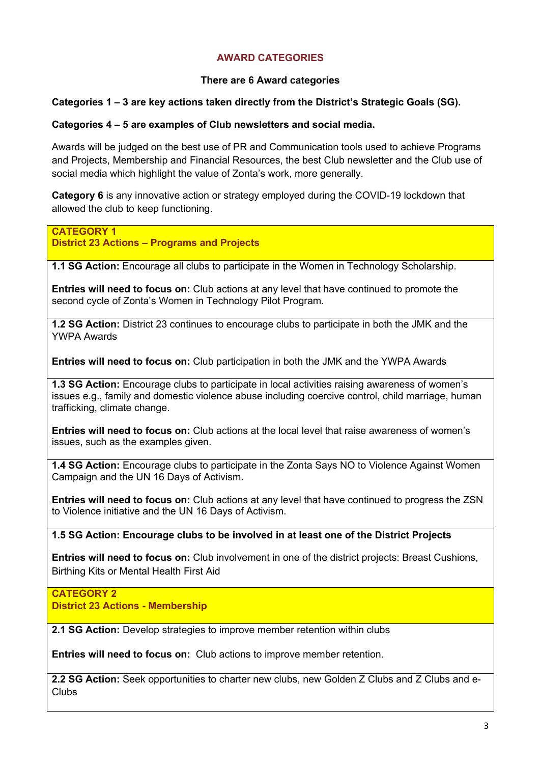## AWARD CATEGORIES

**There are 6 Award categories**

**Categories 1 – 3 are key actions taken directly from the District's Strategic Goals (SG).**

**Categories 4 – 5 are examples of Club newsletters and social media.**

Awards will be judged on the best use of PR and Communication tools used to achieve Programs and Projects, Membership and Financial Resources, the best Club newsletter and the Club use of social media which highlight the value of Zonta's work, more generally.

**Category 6** is any innovative action or strategy employed during the COVID-19 lockdown that allowed the club to keep functioning.

### CATEGORY 1
### District 23 Actions – Programs and Projects

**1.1 SG Action:** Encourage all clubs to participate in the Women in Technology Scholarship.

**Entries will need to focus on:** Club actions at any level that have continued to promote the second cycle of Zonta's Women in Technology Pilot Program.

**1.2 SG Action:** District 23 continues to encourage clubs to participate in both the JMK and the YWPA Awards

**Entries will need to focus on:** Club participation in both the JMK and the YWPA Awards

**1.3 SG Action:** Encourage clubs to participate in local activities raising awareness of women's issues e.g., family and domestic violence abuse including coercive control, child marriage, human trafficking, climate change.

**Entries will need to focus on:** Club actions at the local level that raise awareness of women's issues, such as the examples given.

**1.4 SG Action:** Encourage clubs to participate in the Zonta Says NO to Violence Against Women Campaign and the UN 16 Days of Activism.

**Entries will need to focus on:** Club actions at any level that have continued to progress the ZSN to Violence initiative and the UN 16 Days of Activism.

**1.5 SG Action: Encourage clubs to be involved in at least one of the District Projects**

**Entries will need to focus on:** Club involvement in one of the district projects: Breast Cushions, Birthing Kits or Mental Health First Aid

### CATEGORY 2
### District 23 Actions - Membership

**2.1 SG Action:** Develop strategies to improve member retention within clubs

**Entries will need to focus on:** Club actions to improve member retention.

**2.2 SG Action:** Seek opportunities to charter new clubs, new Golden Z Clubs and Z Clubs and e-Clubs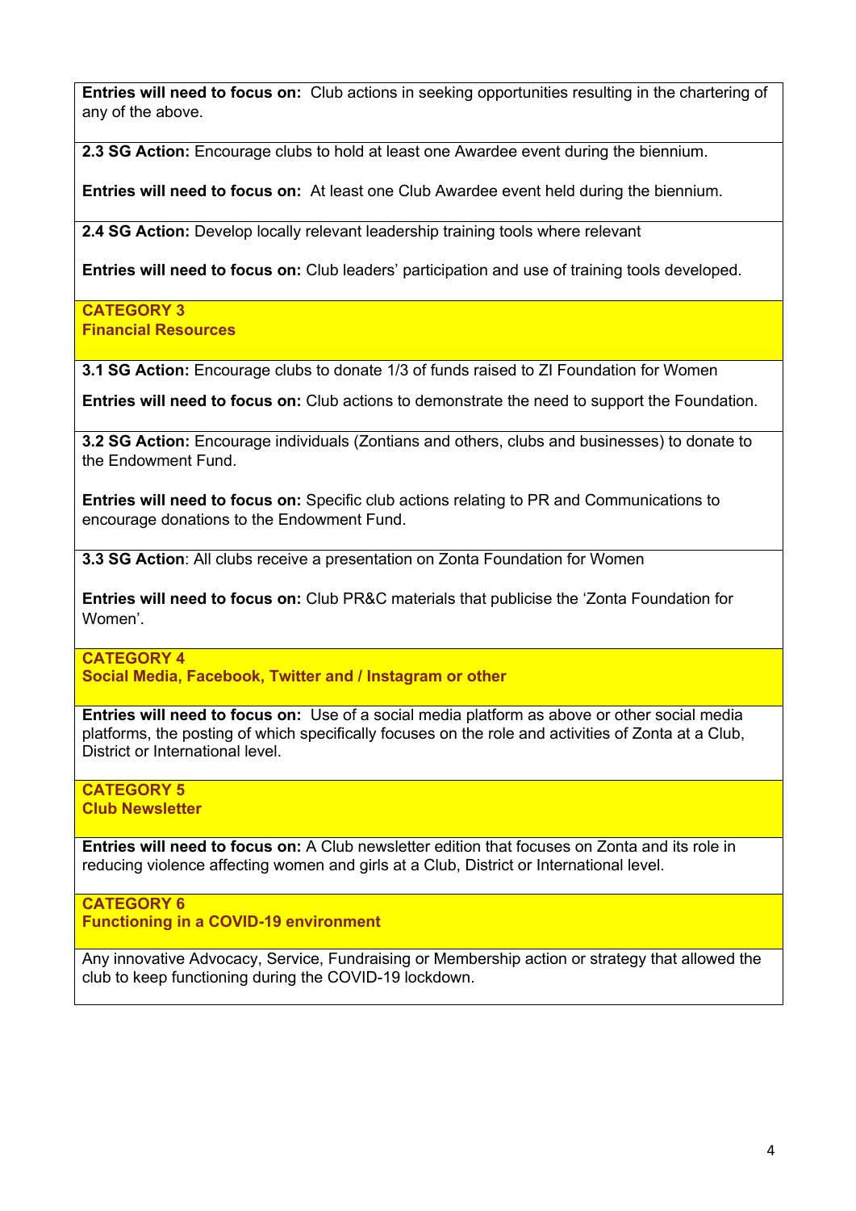**Entries will need to focus on:** Club actions in seeking opportunities resulting in the chartering of any of the above.

**2.3 SG Action:** Encourage clubs to hold at least one Awardee event during the biennium.

**Entries will need to focus on:** At least one Club Awardee event held during the biennium.

**2.4 SG Action:** Develop locally relevant leadership training tools where relevant

**Entries will need to focus on:** Club leaders' participation and use of training tools developed.

## CATEGORY 3
## Financial Resources

**3.1 SG Action:** Encourage clubs to donate 1/3 of funds raised to ZI Foundation for Women

**Entries will need to focus on:** Club actions to demonstrate the need to support the Foundation.

**3.2 SG Action:** Encourage individuals (Zontians and others, clubs and businesses) to donate to the Endowment Fund.

**Entries will need to focus on:** Specific club actions relating to PR and Communications to encourage donations to the Endowment Fund.

**3.3 SG Action**: All clubs receive a presentation on Zonta Foundation for Women

**Entries will need to focus on:** Club PR&C materials that publicise the 'Zonta Foundation for Women'.

## CATEGORY 4
## Social Media, Facebook, Twitter and / Instagram or other

**Entries will need to focus on:** Use of a social media platform as above or other social media platforms, the posting of which specifically focuses on the role and activities of Zonta at a Club, District or International level.

## CATEGORY 5
## Club Newsletter

**Entries will need to focus on:** A Club newsletter edition that focuses on Zonta and its role in reducing violence affecting women and girls at a Club, District or International level.

## CATEGORY 6
## Functioning in a COVID-19 environment

Any innovative Advocacy, Service, Fundraising or Membership action or strategy that allowed the club to keep functioning during the COVID-19 lockdown.